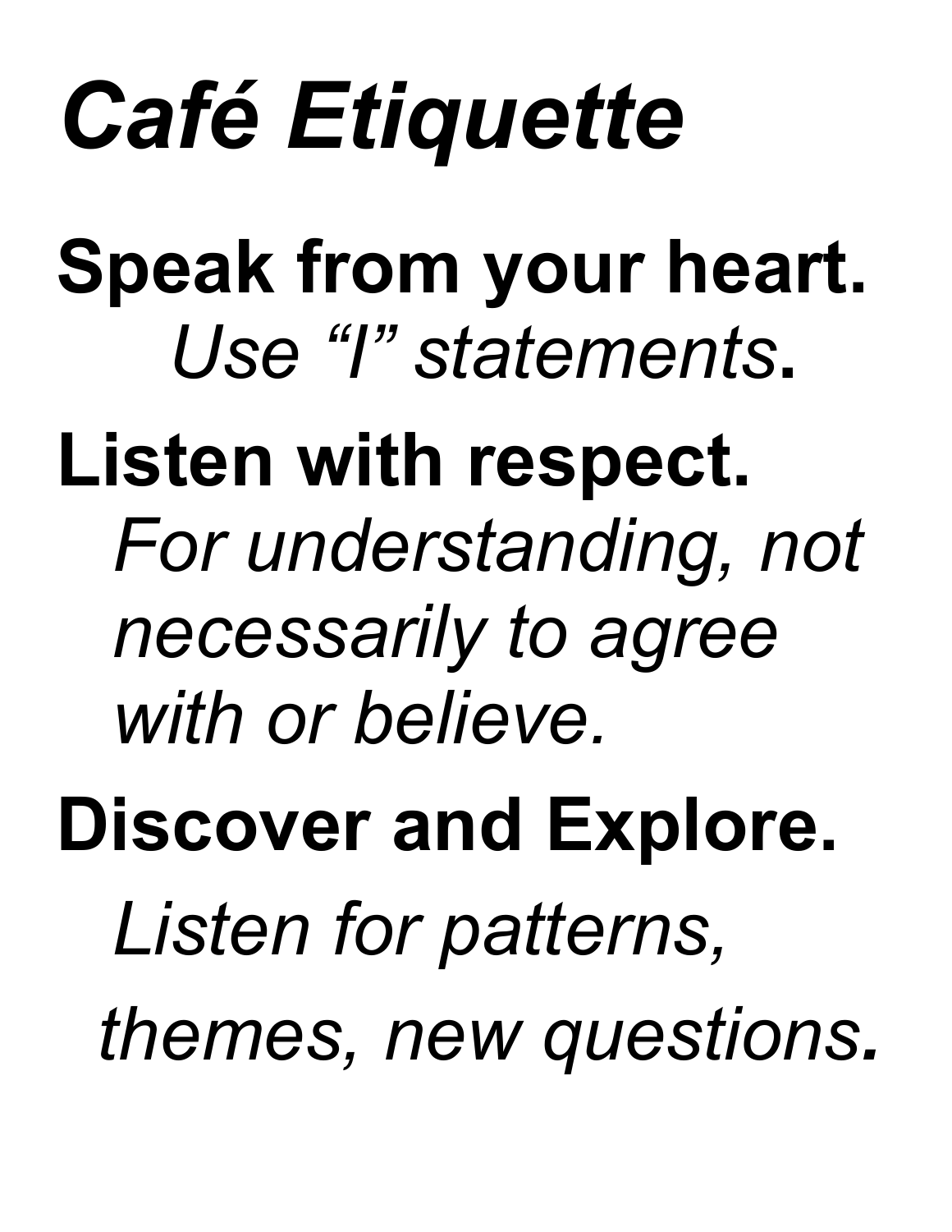# *Café Etiquette*

**Speak from your heart.**

*Use "I" statements*.

**Listen with respect.**

*For understanding, not necessarily to agree with or believe.*

**Discover and Explore.**

*Listen for patterns, themes, new questions.*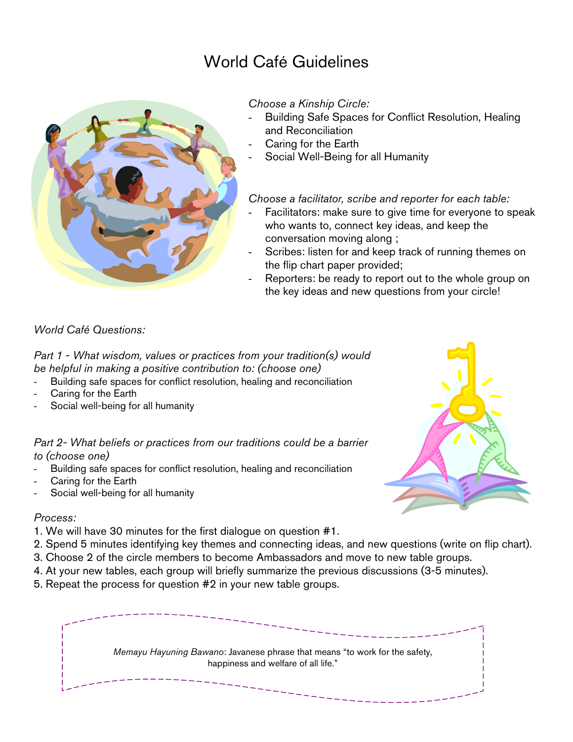# World Café Guidelines

*Choose a Kinship Circle:*

- Building Safe Spaces for Conflict Resolution, Healing and Reconciliation
- Caring for the Earth
- Social Well-Being for all Humanity

*Choose a facilitator, scribe and reporter for each table:*

- Facilitators: make sure to give time for everyone to speak who wants to, connect key ideas, and keep the conversation moving along ;
- Scribes: listen for and keep track of running themes on the flip chart paper provided;
- Reporters: be ready to report out to the whole group on the key ideas and new questions from your circle!

*World Café Questions:*

*Part 1 - What wisdom, values or practices from your tradition(s) would be helpful in making a positive contribution to: (choose one)*

- Building safe spaces for conflict resolution, healing and reconciliation
- Caring for the Earth
- Social well-being for all humanity

*Part 2- What beliefs or practices from our traditions could be a barrier to (choose one)*

- Building safe spaces for conflict resolution, healing and reconciliation
- Caring for the Earth
- Social well-being for all humanity

*Process:*

1. We will have 30 minutes for the first dialogue on question #1.
2. Spend 5 minutes identifying key themes and connecting ideas, and new questions (write on flip chart).
3. Choose 2 of the circle members to become Ambassadors and move to new table groups.
4. At your new tables, each group will briefly summarize the previous discussions (3-5 minutes).
5. Repeat the process for question #2 in your new table groups.

*Memayu Hayuning Bawano*: Javanese phrase that means "to work for the safety, happiness and welfare of all life."